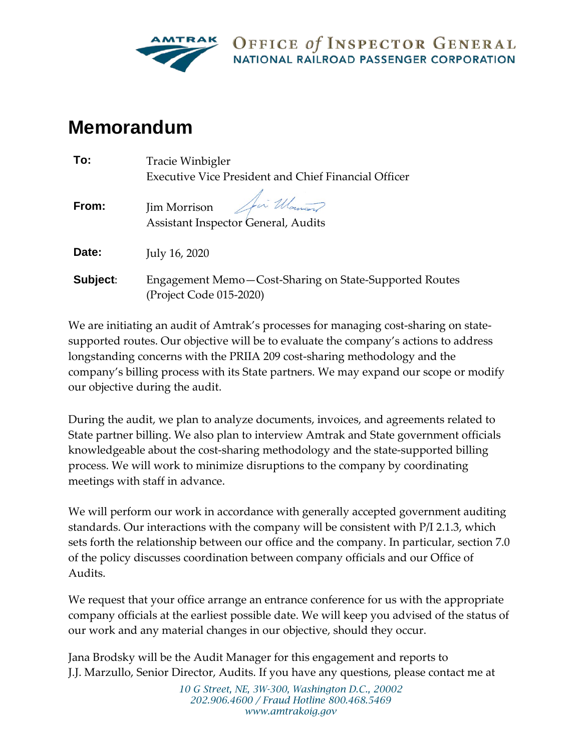AMTRAK OFFICE *of* INSPECTOR GENERAL
NATIONAL RAILROAD PASSENGER CORPORATION

# Memorandum

| | |
|---|---|
| **To:** | Tracie Winbigler<br>Executive Vice President and Chief Financial Officer |
| **From:** | Jim Morrison<br>Assistant Inspector General, Audits |
| **Date:** | July 16, 2020 |
| **Subject:** | Engagement Memo—Cost-Sharing on State-Supported Routes (Project Code 015-2020) |

We are initiating an audit of Amtrak's processes for managing cost-sharing on state-supported routes. Our objective will be to evaluate the company's actions to address longstanding concerns with the PRIIA 209 cost-sharing methodology and the company's billing process with its State partners. We may expand our scope or modify our objective during the audit.

During the audit, we plan to analyze documents, invoices, and agreements related to State partner billing. We also plan to interview Amtrak and State government officials knowledgeable about the cost-sharing methodology and the state-supported billing process. We will work to minimize disruptions to the company by coordinating meetings with staff in advance.

We will perform our work in accordance with generally accepted government auditing standards. Our interactions with the company will be consistent with P/I 2.1.3, which sets forth the relationship between our office and the company. In particular, section 7.0 of the policy discusses coordination between company officials and our Office of Audits.

We request that your office arrange an entrance conference for us with the appropriate company officials at the earliest possible date. We will keep you advised of the status of our work and any material changes in our objective, should they occur.

Jana Brodsky will be the Audit Manager for this engagement and reports to J.J. Marzullo, Senior Director, Audits. If you have any questions, please contact me at

*10 G Street, NE, 3W-300, Washington D.C., 20002*
*202.906.4600 / Fraud Hotline 800.468.5469*
*www.amtrakoig.gov*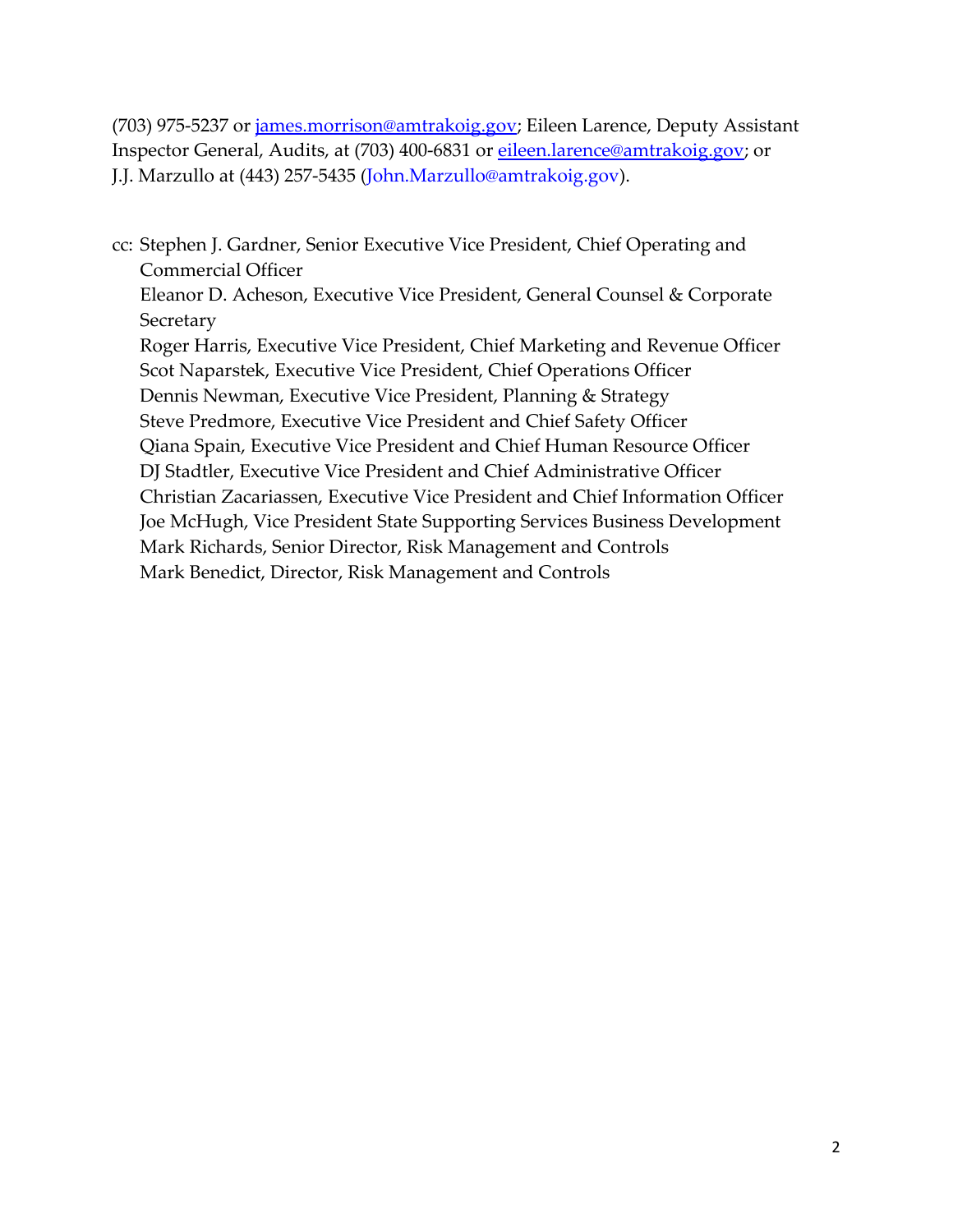(703) 975-5237 or james.morrison@amtrakoig.gov; Eileen Larence, Deputy Assistant Inspector General, Audits, at (703) 400-6831 or eileen.larence@amtrakoig.gov; or J.J. Marzullo at (443) 257-5435 (John.Marzullo@amtrakoig.gov).

cc: Stephen J. Gardner, Senior Executive Vice President, Chief Operating and Commercial Officer
Eleanor D. Acheson, Executive Vice President, General Counsel & Corporate Secretary
Roger Harris, Executive Vice President, Chief Marketing and Revenue Officer
Scot Naparstek, Executive Vice President, Chief Operations Officer
Dennis Newman, Executive Vice President, Planning & Strategy
Steve Predmore, Executive Vice President and Chief Safety Officer
Qiana Spain, Executive Vice President and Chief Human Resource Officer
DJ Stadtler, Executive Vice President and Chief Administrative Officer
Christian Zacariassen, Executive Vice President and Chief Information Officer
Joe McHugh, Vice President State Supporting Services Business Development
Mark Richards, Senior Director, Risk Management and Controls
Mark Benedict, Director, Risk Management and Controls